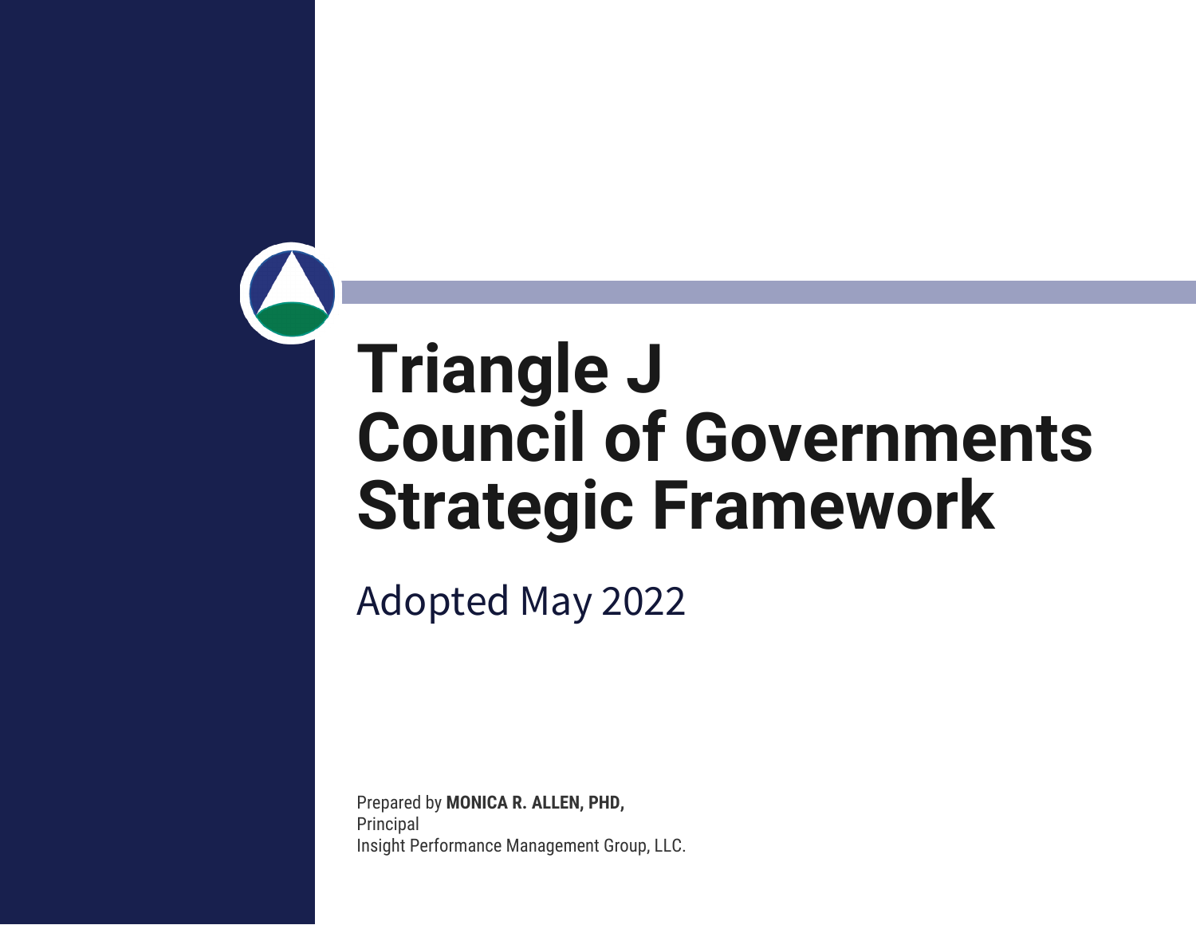# Triangle J Council of Governments Strategic Framework

Adopted May 2022

Prepared by **MONICA R. ALLEN, PHD,**
Principal
Insight Performance Management Group, LLC.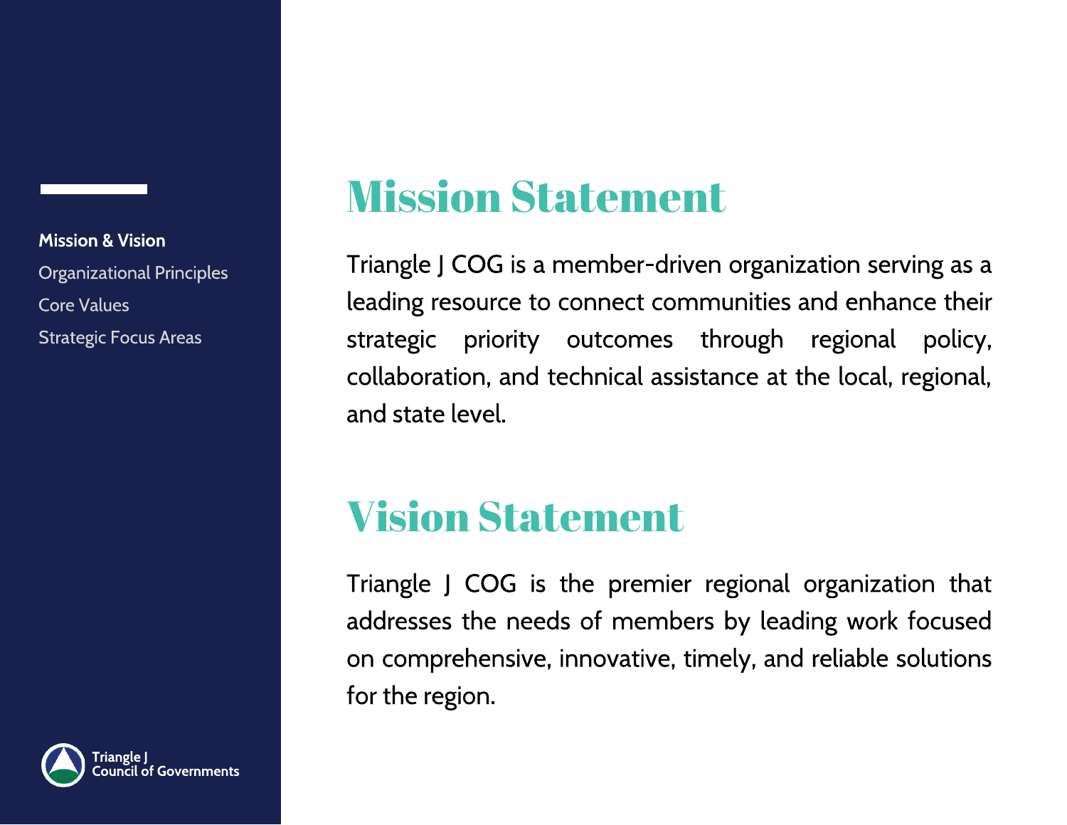# Mission Statement

Triangle J COG is a member-driven organization serving as a leading resource to connect communities and enhance their strategic priority outcomes through regional policy, collaboration, and technical assistance at the local, regional, and state level.

# Vision Statement

Triangle J COG is the premier regional organization that addresses the needs of members by leading work focused on comprehensive, innovative, timely, and reliable solutions for the region.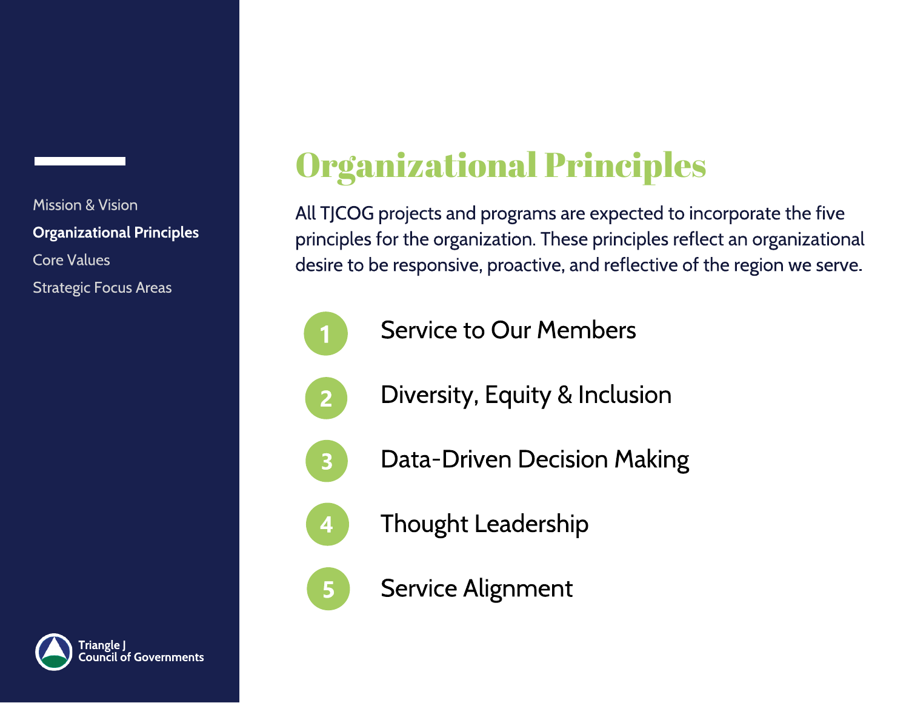- Mission & Vision
- **Organizational Principles**
- Core Values
- Strategic Focus Areas

# Organizational Principles

All TJCOG projects and programs are expected to incorporate the five principles for the organization. These principles reflect an organizational desire to be responsive, proactive, and reflective of the region we serve.

1. Service to Our Members
2. Diversity, Equity & Inclusion
3. Data-Driven Decision Making
4. Thought Leadership
5. Service Alignment

Triangle J Council of Governments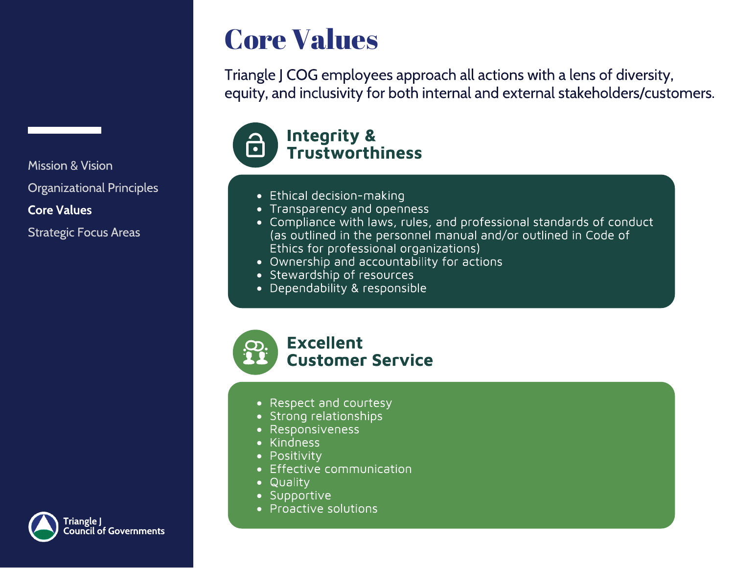# Core Values

Triangle J COG employees approach all actions with a lens of diversity, equity, and inclusivity for both internal and external stakeholders/customers.

## Integrity & Trustworthiness

- Ethical decision-making
- Transparency and openness
- Compliance with laws, rules, and professional standards of conduct (as outlined in the personnel manual and/or outlined in Code of Ethics for professional organizations)
- Ownership and accountability for actions
- Stewardship of resources
- Dependability & responsible

## Excellent Customer Service

- Respect and courtesy
- Strong relationships
- Responsiveness
- Kindness
- Positivity
- Effective communication
- Quality
- Supportive
- Proactive solutions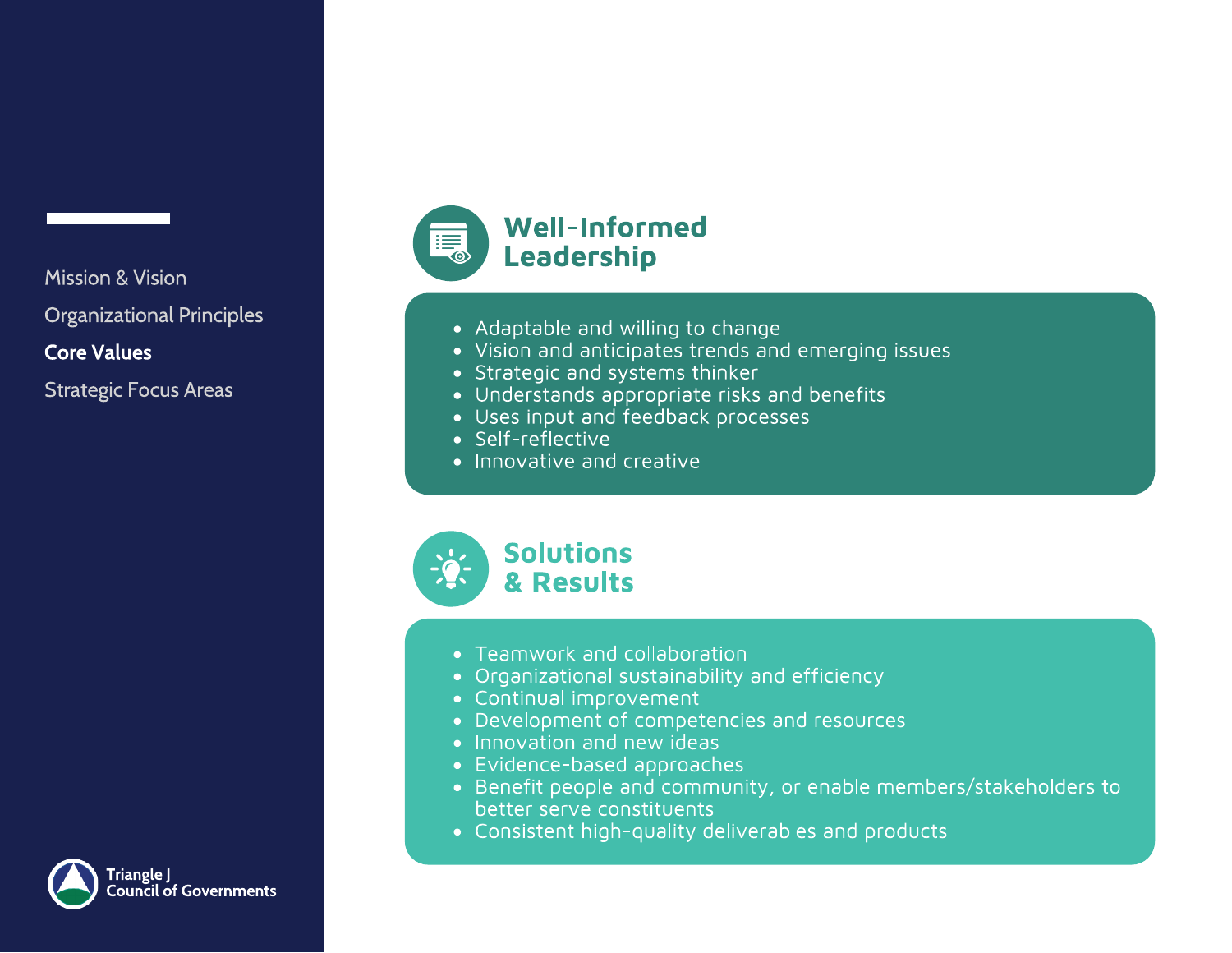- Mission & Vision
- Organizational Principles
- **Core Values**
- Strategic Focus Areas

## Well-Informed Leadership

- Adaptable and willing to change
- Vision and anticipates trends and emerging issues
- Strategic and systems thinker
- Understands appropriate risks and benefits
- Uses input and feedback processes
- Self-reflective
- Innovative and creative

## Solutions & Results

- Teamwork and collaboration
- Organizational sustainability and efficiency
- Continual improvement
- Development of competencies and resources
- Innovation and new ideas
- Evidence-based approaches
- Benefit people and community, or enable members/stakeholders to better serve constituents
- Consistent high-quality deliverables and products

Triangle J Council of Governments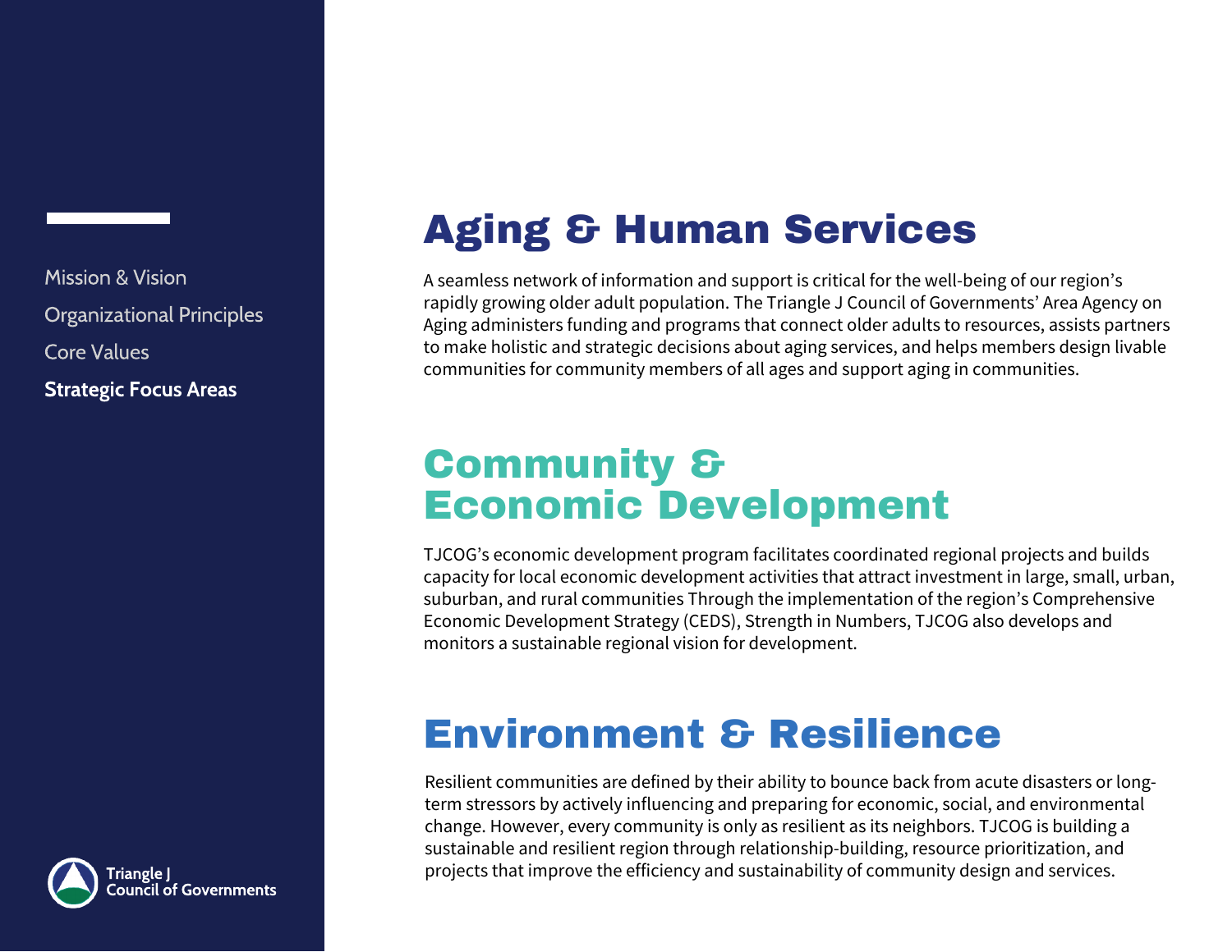Mission & Vision

Organizational Principles

Core Values

**Strategic Focus Areas**

# Aging & Human Services

A seamless network of information and support is critical for the well-being of our region's rapidly growing older adult population. The Triangle J Council of Governments' Area Agency on Aging administers funding and programs that connect older adults to resources, assists partners to make holistic and strategic decisions about aging services, and helps members design livable communities for community members of all ages and support aging in communities.

# Community & Economic Development

TJCOG's economic development program facilitates coordinated regional projects and builds capacity for local economic development activities that attract investment in large, small, urban, suburban, and rural communities Through the implementation of the region's Comprehensive Economic Development Strategy (CEDS), Strength in Numbers, TJCOG also develops and monitors a sustainable regional vision for development.

# Environment & Resilience

Resilient communities are defined by their ability to bounce back from acute disasters or long-term stressors by actively influencing and preparing for economic, social, and environmental change. However, every community is only as resilient as its neighbors. TJCOG is building a sustainable and resilient region through relationship-building, resource prioritization, and projects that improve the efficiency and sustainability of community design and services.

Triangle J Council of Governments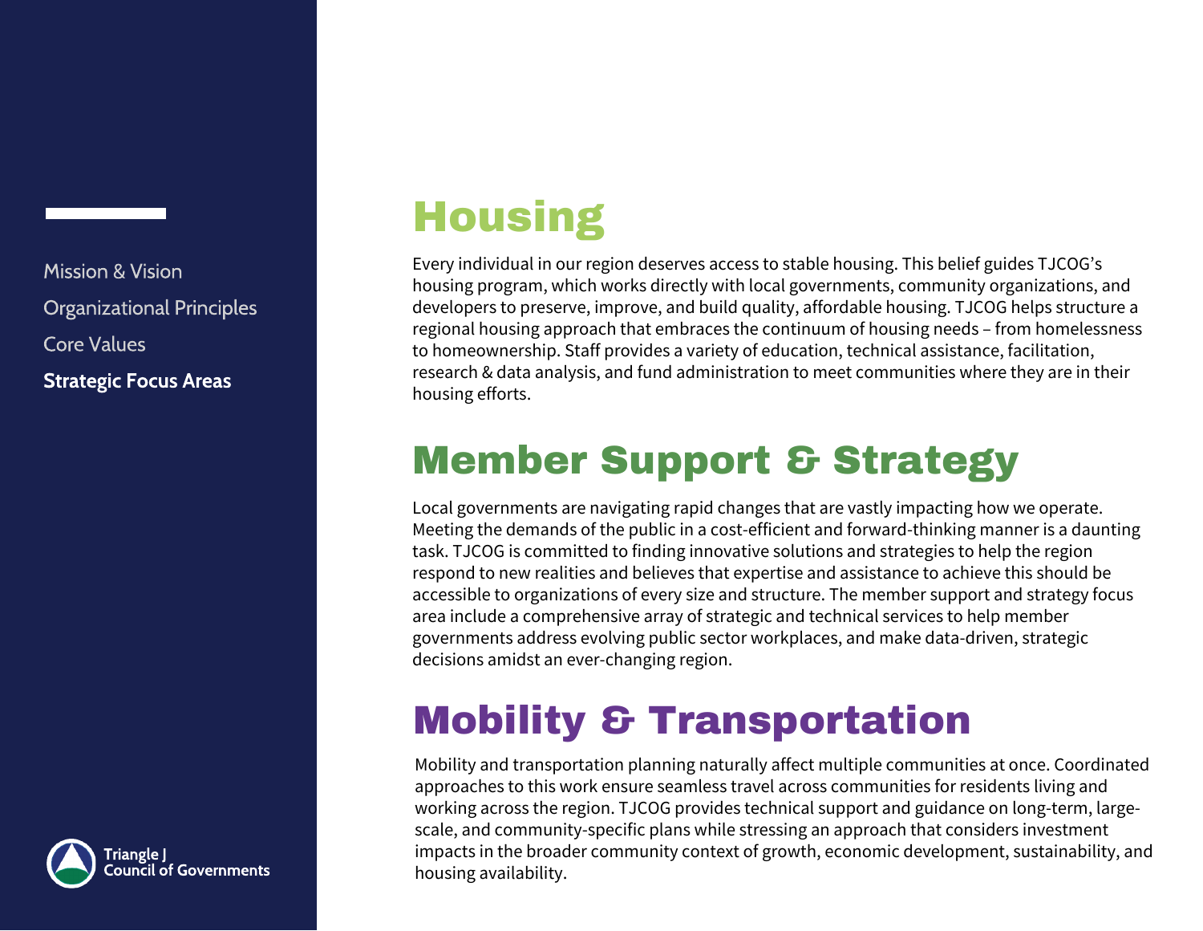Mission & Vision

Organizational Principles

Core Values

**Strategic Focus Areas**

# Housing

Every individual in our region deserves access to stable housing. This belief guides TJCOG's housing program, which works directly with local governments, community organizations, and developers to preserve, improve, and build quality, affordable housing. TJCOG helps structure a regional housing approach that embraces the continuum of housing needs – from homelessness to homeownership. Staff provides a variety of education, technical assistance, facilitation, research & data analysis, and fund administration to meet communities where they are in their housing efforts.

# Member Support & Strategy

Local governments are navigating rapid changes that are vastly impacting how we operate. Meeting the demands of the public in a cost-efficient and forward-thinking manner is a daunting task. TJCOG is committed to finding innovative solutions and strategies to help the region respond to new realities and believes that expertise and assistance to achieve this should be accessible to organizations of every size and structure. The member support and strategy focus area include a comprehensive array of strategic and technical services to help member governments address evolving public sector workplaces, and make data-driven, strategic decisions amidst an ever-changing region.

# Mobility & Transportation

Mobility and transportation planning naturally affect multiple communities at once. Coordinated approaches to this work ensure seamless travel across communities for residents living and working across the region. TJCOG provides technical support and guidance on long-term, large-scale, and community-specific plans while stressing an approach that considers investment impacts in the broader community context of growth, economic development, sustainability, and housing availability.

Triangle J Council of Governments